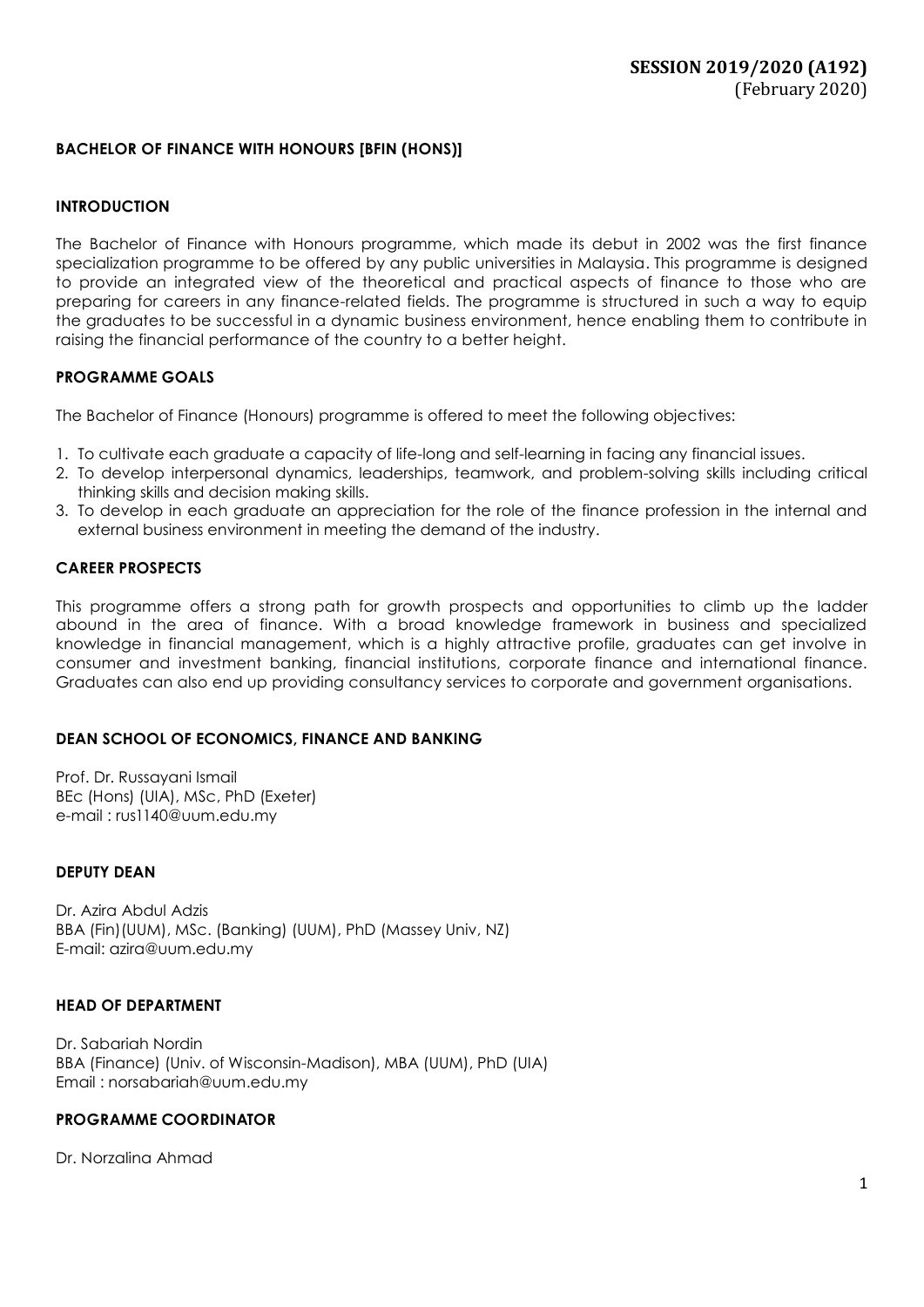**SESSION 2019/2020 (A192)**
(February 2020)

## BACHELOR OF FINANCE WITH HONOURS [BFIN (HONS)]

### INTRODUCTION

The Bachelor of Finance with Honours programme, which made its debut in 2002 was the first finance specialization programme to be offered by any public universities in Malaysia. This programme is designed to provide an integrated view of the theoretical and practical aspects of finance to those who are preparing for careers in any finance-related fields. The programme is structured in such a way to equip the graduates to be successful in a dynamic business environment, hence enabling them to contribute in raising the financial performance of the country to a better height.

### PROGRAMME GOALS

The Bachelor of Finance (Honours) programme is offered to meet the following objectives:

1. To cultivate each graduate a capacity of life-long and self-learning in facing any financial issues.
2. To develop interpersonal dynamics, leaderships, teamwork, and problem-solving skills including critical thinking skills and decision making skills.
3. To develop in each graduate an appreciation for the role of the finance profession in the internal and external business environment in meeting the demand of the industry.

### CAREER PROSPECTS

This programme offers a strong path for growth prospects and opportunities to climb up the ladder abound in the area of finance. With a broad knowledge framework in business and specialized knowledge in financial management, which is a highly attractive profile, graduates can get involve in consumer and investment banking, financial institutions, corporate finance and international finance. Graduates can also end up providing consultancy services to corporate and government organisations.

### DEAN SCHOOL OF ECONOMICS, FINANCE AND BANKING

Prof. Dr. Russayani Ismail
BEc (Hons) (UIA), MSc, PhD (Exeter)
e-mail : rus1140@uum.edu.my

### DEPUTY DEAN

Dr. Azira Abdul Adzis
BBA (Fin)(UUM), MSc. (Banking) (UUM), PhD (Massey Univ, NZ)
E-mail: azira@uum.edu.my

### HEAD OF DEPARTMENT

Dr. Sabariah Nordin
BBA (Finance) (Univ. of Wisconsin-Madison), MBA (UUM), PhD (UIA)
Email : norsabariah@uum.edu.my

### PROGRAMME COORDINATOR

Dr. Norzalina Ahmad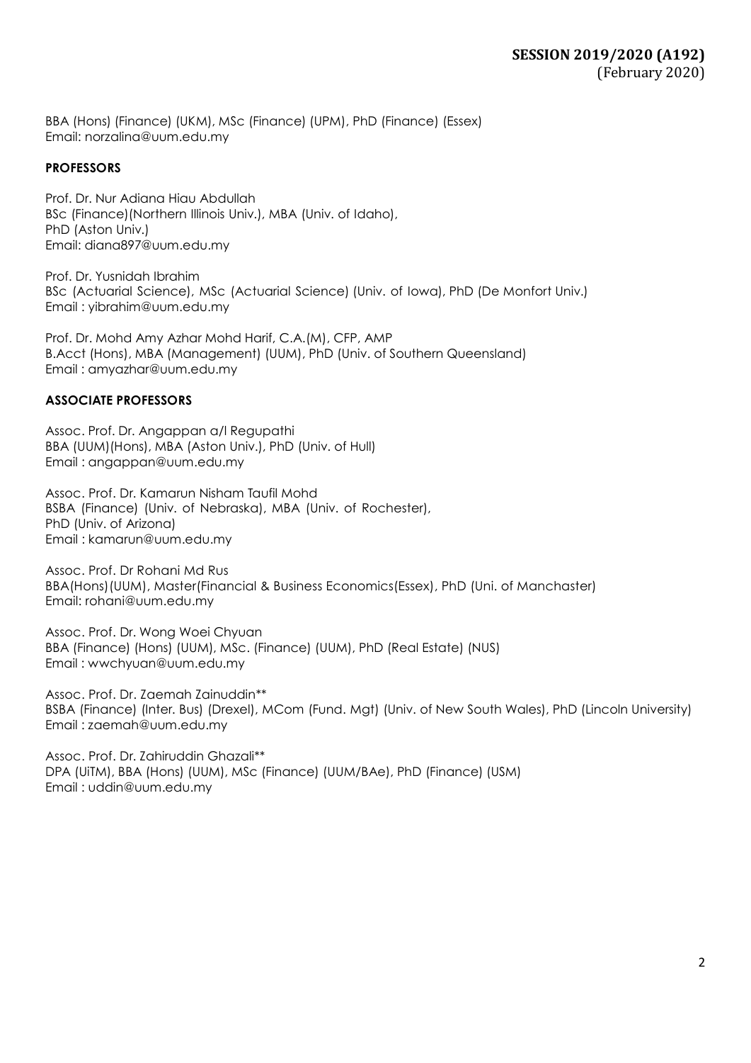BBA (Hons) (Finance) (UKM), MSc (Finance) (UPM), PhD (Finance) (Essex)
Email: norzalina@uum.edu.my

**PROFESSORS**

Prof. Dr. Nur Adiana Hiau Abdullah
BSc (Finance)(Northern Illinois Univ.), MBA (Univ. of Idaho),
PhD (Aston Univ.)
Email: diana897@uum.edu.my

Prof. Dr. Yusnidah Ibrahim
BSc (Actuarial Science), MSc (Actuarial Science) (Univ. of Iowa), PhD (De Monfort Univ.)
Email : yibrahim@uum.edu.my

Prof. Dr. Mohd Amy Azhar Mohd Harif, C.A.(M), CFP, AMP
B.Acct (Hons), MBA (Management) (UUM), PhD (Univ. of Southern Queensland)
Email : amyazhar@uum.edu.my

**ASSOCIATE PROFESSORS**

Assoc. Prof. Dr. Angappan a/l Regupathi
BBA (UUM)(Hons), MBA (Aston Univ.), PhD (Univ. of Hull)
Email : angappan@uum.edu.my

Assoc. Prof. Dr. Kamarun Nisham Taufil Mohd
BSBA (Finance) (Univ. of Nebraska), MBA (Univ. of Rochester),
PhD (Univ. of Arizona)
Email : kamarun@uum.edu.my

Assoc. Prof. Dr Rohani Md Rus
BBA(Hons)(UUM), Master(Financial & Business Economics(Essex), PhD (Uni. of Manchaster)
Email: rohani@uum.edu.my

Assoc. Prof. Dr. Wong Woei Chyuan
BBA (Finance) (Hons) (UUM), MSc. (Finance) (UUM), PhD (Real Estate) (NUS)
Email : wwchyuan@uum.edu.my

Assoc. Prof. Dr. Zaemah Zainuddin**
BSBA (Finance) (Inter. Bus) (Drexel), MCom (Fund. Mgt) (Univ. of New South Wales), PhD (Lincoln University)
Email : zaemah@uum.edu.my

Assoc. Prof. Dr. Zahiruddin Ghazali**
DPA (UiTM), BBA (Hons) (UUM), MSc (Finance) (UUM/BAe), PhD (Finance) (USM)
Email : uddin@uum.edu.my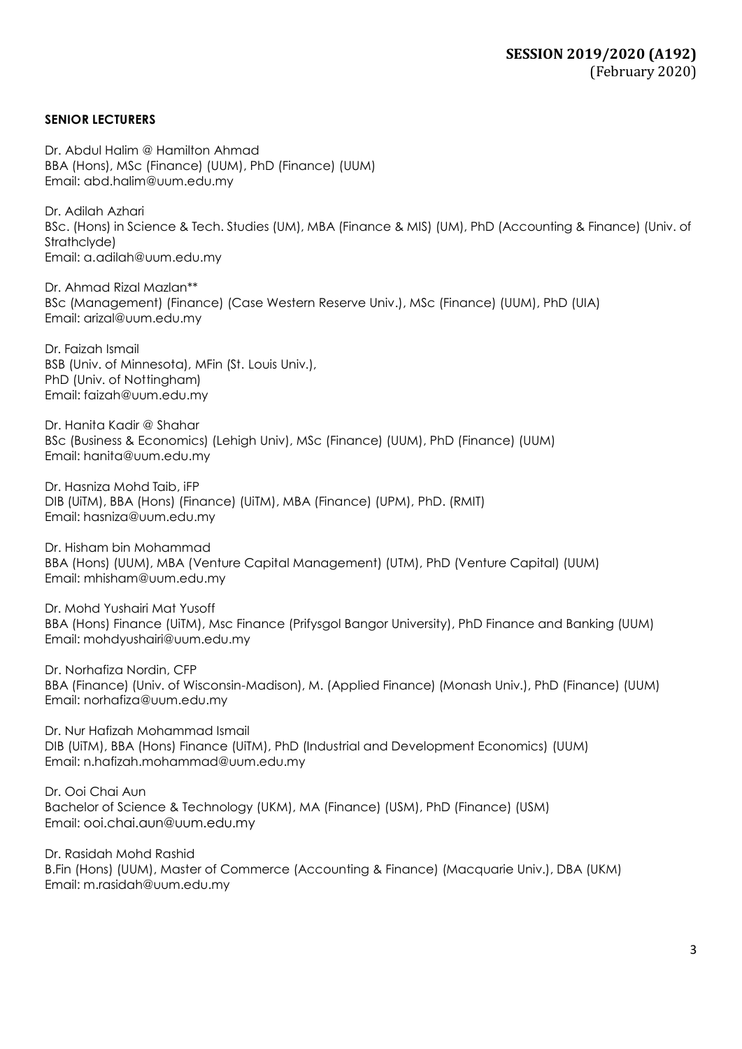**SESSION 2019/2020 (A192)**
(February 2020)

**SENIOR LECTURERS**

Dr. Abdul Halim @ Hamilton Ahmad
BBA (Hons), MSc (Finance) (UUM), PhD (Finance) (UUM)
Email: abd.halim@uum.edu.my

Dr. Adilah Azhari
BSc. (Hons) in Science & Tech. Studies (UM), MBA (Finance & MIS) (UM), PhD (Accounting & Finance) (Univ. of Strathclyde)
Email: a.adilah@uum.edu.my

Dr. Ahmad Rizal Mazlan**
BSc (Management) (Finance) (Case Western Reserve Univ.), MSc (Finance) (UUM), PhD (UIA)
Email: arizal@uum.edu.my

Dr. Faizah Ismail
BSB (Univ. of Minnesota), MFin (St. Louis Univ.),
PhD (Univ. of Nottingham)
Email: faizah@uum.edu.my

Dr. Hanita Kadir @ Shahar
BSc (Business & Economics) (Lehigh Univ), MSc (Finance) (UUM), PhD (Finance) (UUM)
Email: hanita@uum.edu.my

Dr. Hasniza Mohd Taib, iFP
DIB (UiTM), BBA (Hons) (Finance) (UiTM), MBA (Finance) (UPM), PhD. (RMIT)
Email: hasniza@uum.edu.my

Dr. Hisham bin Mohammad
BBA (Hons) (UUM), MBA (Venture Capital Management) (UTM), PhD (Venture Capital) (UUM)
Email: mhisham@uum.edu.my

Dr. Mohd Yushairi Mat Yusoff
BBA (Hons) Finance (UiTM), Msc Finance (Prifysgol Bangor University), PhD Finance and Banking (UUM)
Email: mohdyushairi@uum.edu.my

Dr. Norhafiza Nordin, CFP
BBA (Finance) (Univ. of Wisconsin-Madison), M. (Applied Finance) (Monash Univ.), PhD (Finance) (UUM)
Email: norhafiza@uum.edu.my

Dr. Nur Hafizah Mohammad Ismail
DIB (UiTM), BBA (Hons) Finance (UiTM), PhD (Industrial and Development Economics) (UUM)
Email: n.hafizah.mohammad@uum.edu.my

Dr. Ooi Chai Aun
Bachelor of Science & Technology (UKM), MA (Finance) (USM), PhD (Finance) (USM)
Email: ooi.chai.aun@uum.edu.my

Dr. Rasidah Mohd Rashid
B.Fin (Hons) (UUM), Master of Commerce (Accounting & Finance) (Macquarie Univ.), DBA (UKM)
Email: m.rasidah@uum.edu.my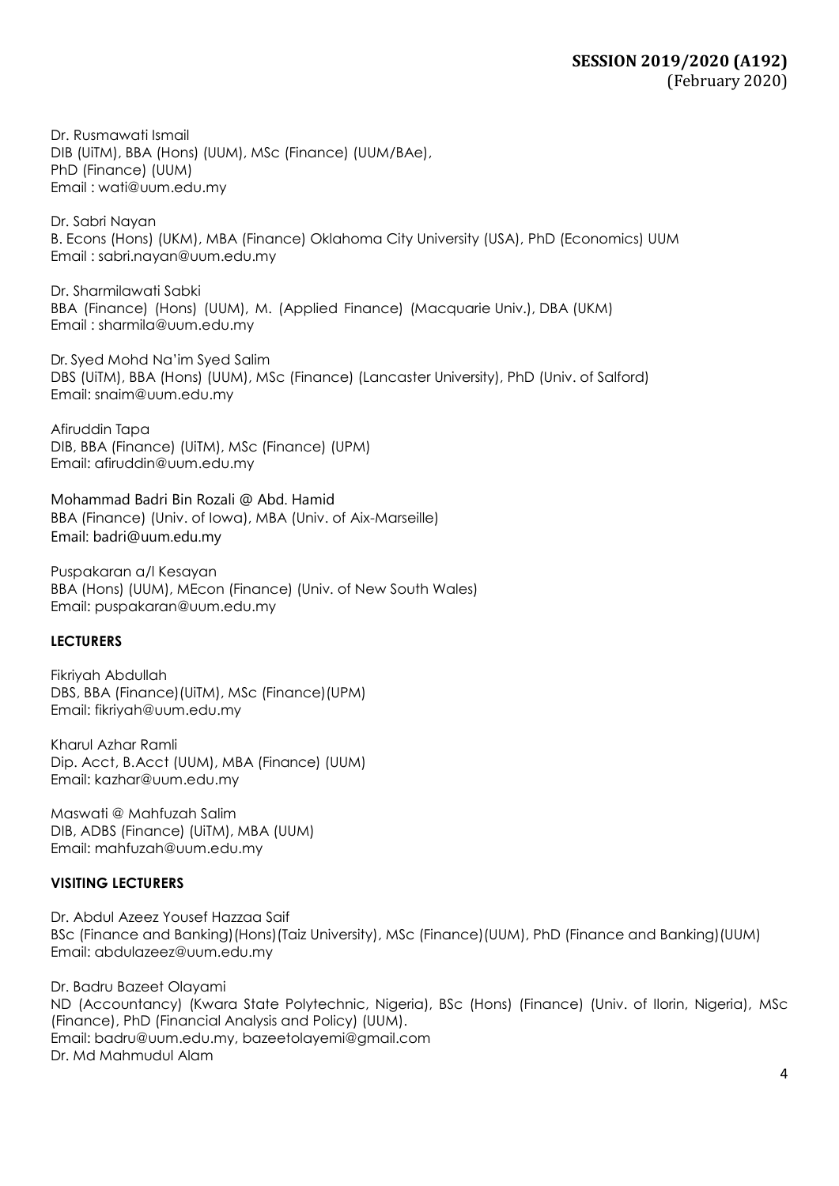Dr. Rusmawati Ismail
DIB (UiTM), BBA (Hons) (UUM), MSc (Finance) (UUM/BAe),
PhD (Finance) (UUM)
Email : wati@uum.edu.my

Dr. Sabri Nayan
B. Econs (Hons) (UKM), MBA (Finance) Oklahoma City University (USA), PhD (Economics) UUM
Email : sabri.nayan@uum.edu.my

Dr. Sharmilawati Sabki
BBA (Finance) (Hons) (UUM), M. (Applied Finance) (Macquarie Univ.), DBA (UKM)
Email : sharmila@uum.edu.my

Dr. Syed Mohd Na'im Syed Salim
DBS (UiTM), BBA (Hons) (UUM), MSc (Finance) (Lancaster University), PhD (Univ. of Salford)
Email: snaim@uum.edu.my

Afiruddin Tapa
DIB, BBA (Finance) (UiTM), MSc (Finance) (UPM)
Email: afiruddin@uum.edu.my

Mohammad Badri Bin Rozali @ Abd. Hamid
BBA (Finance) (Univ. of Iowa), MBA (Univ. of Aix-Marseille)
Email: badri@uum.edu.my

Puspakaran a/l Kesayan
BBA (Hons) (UUM), MEcon (Finance) (Univ. of New South Wales)
Email: puspakaran@uum.edu.my

**LECTURERS**

Fikriyah Abdullah
DBS, BBA (Finance)(UiTM), MSc (Finance)(UPM)
Email: fikriyah@uum.edu.my

Kharul Azhar Ramli
Dip. Acct, B.Acct (UUM), MBA (Finance) (UUM)
Email: kazhar@uum.edu.my

Maswati @ Mahfuzah Salim
DIB, ADBS (Finance) (UiTM), MBA (UUM)
Email: mahfuzah@uum.edu.my

**VISITING LECTURERS**

Dr. Abdul Azeez Yousef Hazzaa Saif
BSc (Finance and Banking)(Hons)(Taiz University), MSc (Finance)(UUM), PhD (Finance and Banking)(UUM)
Email: abdulazeez@uum.edu.my

Dr. Badru Bazeet Olayami
ND (Accountancy) (Kwara State Polytechnic, Nigeria), BSc (Hons) (Finance) (Univ. of Ilorin, Nigeria), MSc (Finance), PhD (Financial Analysis and Policy) (UUM).
Email: badru@uum.edu.my, bazeetolayemi@gmail.com

Dr. Md Mahmudul Alam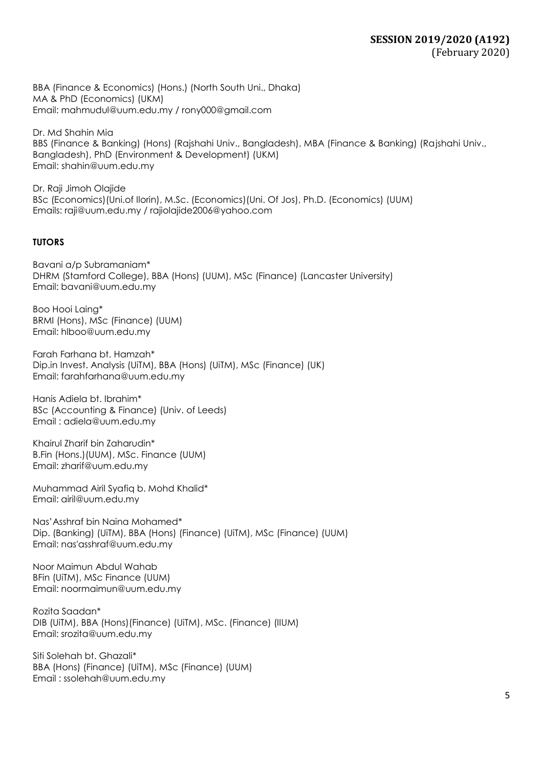BBA (Finance & Economics) (Hons.) (North South Uni., Dhaka)
MA & PhD (Economics) (UKM)
Email: mahmudul@uum.edu.my / rony000@gmail.com

Dr. Md Shahin Mia
BBS (Finance & Banking) (Hons) (Rajshahi Univ., Bangladesh), MBA (Finance & Banking) (Rajshahi Univ., Bangladesh), PhD (Environment & Development) (UKM)
Email: shahin@uum.edu.my

Dr. Raji Jimoh Olajide
BSc (Economics)(Uni.of Ilorin), M.Sc. (Economics)(Uni. Of Jos), Ph.D. (Economics) (UUM)
Emails: raji@uum.edu.my / rajiolajide2006@yahoo.com

**TUTORS**

Bavani a/p Subramaniam*
DHRM (Stamford College), BBA (Hons) (UUM), MSc (Finance) (Lancaster University)
Email: bavani@uum.edu.my

Boo Hooi Laing*
BRMI (Hons), MSc (Finance) (UUM)
Email: hlboo@uum.edu.my

Farah Farhana bt. Hamzah*
Dip.in Invest. Analysis (UiTM), BBA (Hons) (UiTM), MSc (Finance) (UK)
Email: farahfarhana@uum.edu.my

Hanis Adiela bt. Ibrahim*
BSc (Accounting & Finance) (Univ. of Leeds)
Email : adiela@uum.edu.my

Khairul Zharif bin Zaharudin*
B.Fin (Hons.)(UUM), MSc. Finance (UUM)
Email: zharif@uum.edu.my

Muhammad Airil Syafiq b. Mohd Khalid*
Email: airil@uum.edu.my

Nas'Asshraf bin Naina Mohamed*
Dip. (Banking) (UiTM), BBA (Hons) (Finance) (UiTM), MSc (Finance) (UUM)
Email: nas'asshraf@uum.edu.my

Noor Maimun Abdul Wahab
BFin (UiTM), MSc Finance (UUM)
Email: noormaimun@uum.edu.my

Rozita Saadan*
DIB (UiTM), BBA (Hons)(Finance) (UiTM), MSc. (Finance) (IIUM)
Email: srozita@uum.edu.my

Siti Solehah bt. Ghazali*
BBA (Hons) (Finance) (UiTM), MSc (Finance) (UUM)
Email : ssolehah@uum.edu.my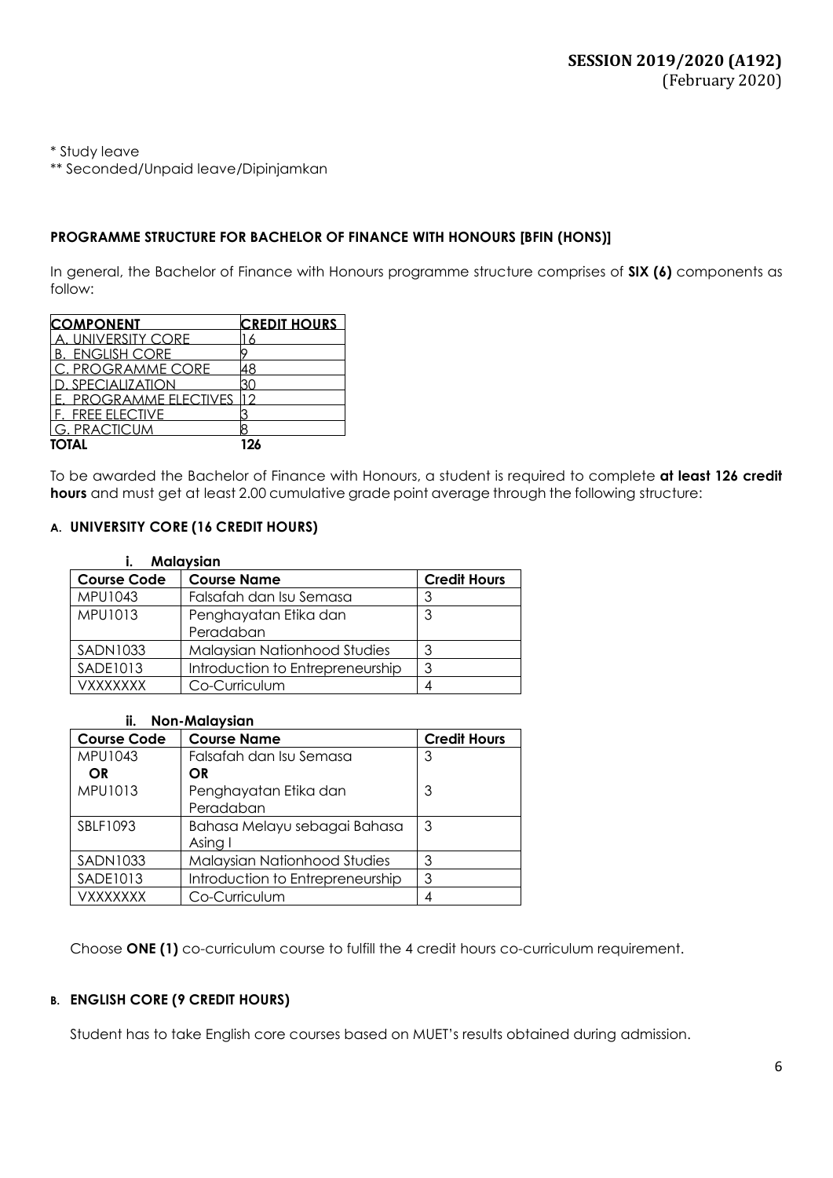* Study leave
** Seconded/Unpaid leave/Dipinjamkan

## PROGRAMME STRUCTURE FOR BACHELOR OF FINANCE WITH HONOURS [BFIN (HONS)]

In general, the Bachelor of Finance with Honours programme structure comprises of **SIX (6)** components as follow:

| COMPONENT | CREDIT HOURS |
|---|---|
| A. UNIVERSITY CORE | 16 |
| B. ENGLISH CORE | 9 |
| C. PROGRAMME CORE | 48 |
| D. SPECIALIZATION | 30 |
| E. PROGRAMME ELECTIVES | 12 |
| F. FREE ELECTIVE | 3 |
| G. PRACTICUM | 8 |
| **TOTAL** | **126** |

To be awarded the Bachelor of Finance with Honours, a student is required to complete **at least 126 credit hours** and must get at least 2.00 cumulative grade point average through the following structure:

### A. UNIVERSITY CORE (16 CREDIT HOURS)

**i. Malaysian**

| Course Code | Course Name | Credit Hours |
|---|---|---|
| MPU1043 | Falsafah dan Isu Semasa | 3 |
| MPU1013 | Penghayatan Etika dan Peradaban | 3 |
| SADN1033 | Malaysian Nationhood Studies | 3 |
| SADE1013 | Introduction to Entrepreneurship | 3 |
| VXXXXXXX | Co-Curriculum | 4 |

**ii. Non-Malaysian**

| Course Code | Course Name | Credit Hours |
|---|---|---|
| MPU1043<br>**OR**<br>MPU1013 | Falsafah dan Isu Semasa<br>**OR**<br>Penghayatan Etika dan Peradaban | 3<br><br>3 |
| SBLF1093 | Bahasa Melayu sebagai Bahasa Asing I | 3 |
| SADN1033 | Malaysian Nationhood Studies | 3 |
| SADE1013 | Introduction to Entrepreneurship | 3 |
| VXXXXXXX | Co-Curriculum | 4 |

Choose **ONE (1)** co-curriculum course to fulfill the 4 credit hours co-curriculum requirement.

### B. ENGLISH CORE (9 CREDIT HOURS)

Student has to take English core courses based on MUET's results obtained during admission.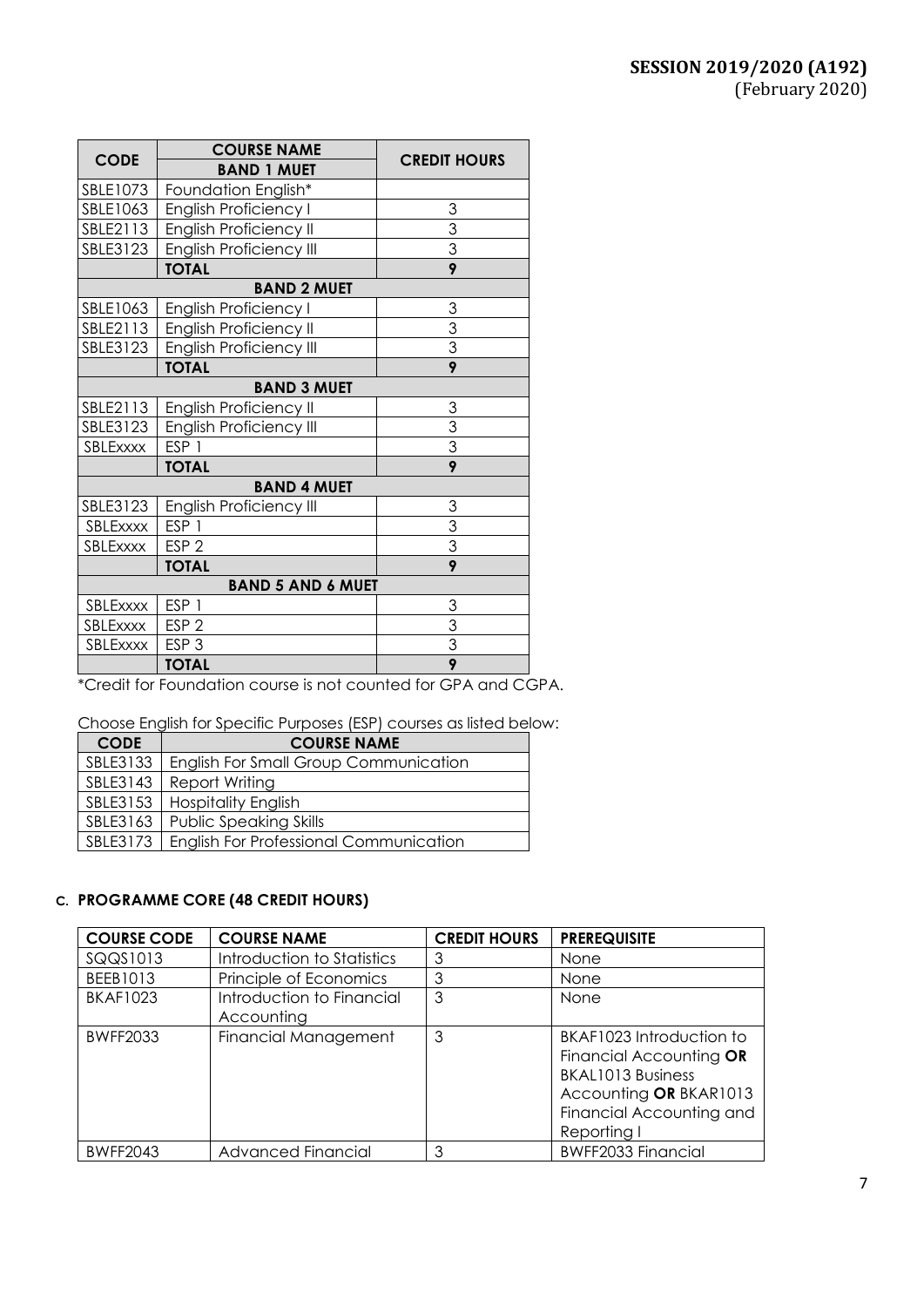**SESSION 2019/2020 (A192)**
(February 2020)

| CODE | COURSE NAME | CREDIT HOURS |
|---|---|---|
| | **BAND 1 MUET** | |
| SBLE1073 | Foundation English* | |
| SBLE1063 | English Proficiency I | 3 |
| SBLE2113 | English Proficiency II | 3 |
| SBLE3123 | English Proficiency III | 3 |
| | **TOTAL** | **9** |
| | **BAND 2 MUET** | |
| SBLE1063 | English Proficiency I | 3 |
| SBLE2113 | English Proficiency II | 3 |
| SBLE3123 | English Proficiency III | 3 |
| | **TOTAL** | **9** |
| | **BAND 3 MUET** | |
| SBLE2113 | English Proficiency II | 3 |
| SBLE3123 | English Proficiency III | 3 |
| SBLExxxx | ESP 1 | 3 |
| | **TOTAL** | **9** |
| | **BAND 4 MUET** | |
| SBLE3123 | English Proficiency III | 3 |
| SBLExxxx | ESP 1 | 3 |
| SBLExxxx | ESP 2 | 3 |
| | **TOTAL** | **9** |
| | **BAND 5 AND 6 MUET** | |
| SBLExxxx | ESP 1 | 3 |
| SBLExxxx | ESP 2 | 3 |
| SBLExxxx | ESP 3 | 3 |
| | **TOTAL** | **9** |

*Credit for Foundation course is not counted for GPA and CGPA.

Choose English for Specific Purposes (ESP) courses as listed below:

| CODE | COURSE NAME |
|---|---|
| SBLE3133 | English For Small Group Communication |
| SBLE3143 | Report Writing |
| SBLE3153 | Hospitality English |
| SBLE3163 | Public Speaking Skills |
| SBLE3173 | English For Professional Communication |

### C. PROGRAMME CORE (48 CREDIT HOURS)

| COURSE CODE | COURSE NAME | CREDIT HOURS | PREREQUISITE |
|---|---|---|---|
| SQQS1013 | Introduction to Statistics | 3 | None |
| BEEB1013 | Principle of Economics | 3 | None |
| BKAF1023 | Introduction to Financial Accounting | 3 | None |
| BWFF2033 | Financial Management | 3 | BKAF1023 Introduction to Financial Accounting **OR** BKAL1013 Business Accounting **OR** BKAR1013 Financial Accounting and Reporting I |
| BWFF2043 | Advanced Financial | 3 | BWFF2033 Financial |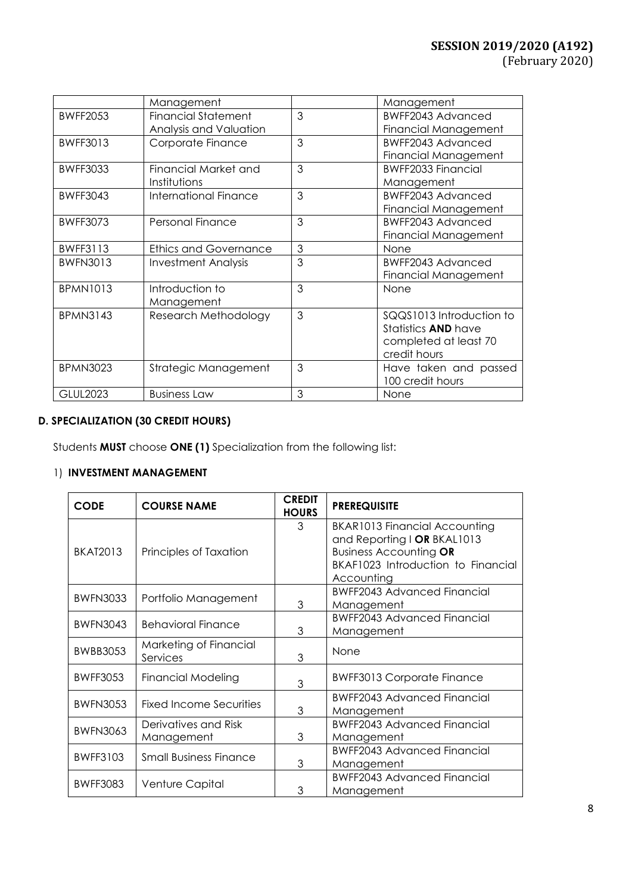|  | Management |  | Management |
|---|---|---|---|
| BWFF2053 | Financial Statement Analysis and Valuation | 3 | BWFF2043 Advanced Financial Management |
| BWFF3013 | Corporate Finance | 3 | BWFF2043 Advanced Financial Management |
| BWFF3033 | Financial Market and Institutions | 3 | BWFF2033 Financial Management |
| BWFF3043 | International Finance | 3 | BWFF2043 Advanced Financial Management |
| BWFF3073 | Personal Finance | 3 | BWFF2043 Advanced Financial Management |
| BWFF3113 | Ethics and Governance | 3 | None |
| BWFN3013 | Investment Analysis | 3 | BWFF2043 Advanced Financial Management |
| BPMN1013 | Introduction to Management | 3 | None |
| BPMN3143 | Research Methodology | 3 | SQQS1013 Introduction to Statistics **AND** have completed at least 70 credit hours |
| BPMN3023 | Strategic Management | 3 | Have taken and passed 100 credit hours |
| GLUL2023 | Business Law | 3 | None |

### D. SPECIALIZATION (30 CREDIT HOURS)

Students **MUST** choose **ONE (1)** Specialization from the following list:

1) **INVESTMENT MANAGEMENT**

| CODE | COURSE NAME | CREDIT HOURS | PREREQUISITE |
|---|---|---|---|
| BKAT2013 | Principles of Taxation | 3 | BKAR1013 Financial Accounting and Reporting I **OR** BKAL1013 Business Accounting **OR** BKAF1023 Introduction to Financial Accounting |
| BWFN3033 | Portfolio Management | 3 | BWFF2043 Advanced Financial Management |
| BWFN3043 | Behavioral Finance | 3 | BWFF2043 Advanced Financial Management |
| BWBB3053 | Marketing of Financial Services | 3 | None |
| BWFF3053 | Financial Modeling | 3 | BWFF3013 Corporate Finance |
| BWFN3053 | Fixed Income Securities | 3 | BWFF2043 Advanced Financial Management |
| BWFN3063 | Derivatives and Risk Management | 3 | BWFF2043 Advanced Financial Management |
| BWFF3103 | Small Business Finance | 3 | BWFF2043 Advanced Financial Management |
| BWFF3083 | Venture Capital | 3 | BWFF2043 Advanced Financial Management |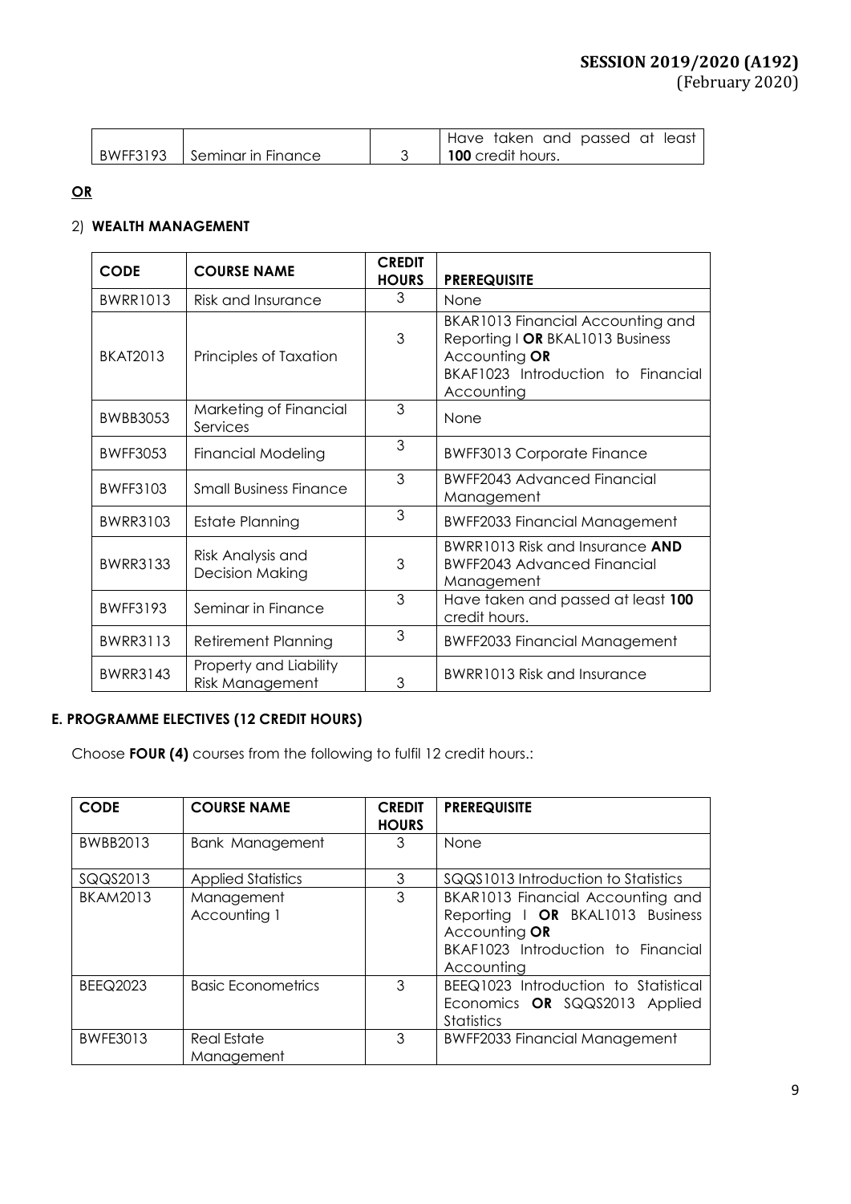| BWFF3193 | Seminar in Finance | 3 | Have taken and passed at least **100** credit hours. |
|---|---|---|---|

**OR**

2) **WEALTH MANAGEMENT**

| **CODE** | **COURSE NAME** | **CREDIT HOURS** | **PREREQUISITE** |
|---|---|---|---|
| BWRR1013 | Risk and Insurance | 3 | None |
| BKAT2013 | Principles of Taxation | 3 | BKAR1013 Financial Accounting and Reporting I **OR** BKAL1013 Business Accounting **OR** BKAF1023 Introduction to Financial Accounting |
| BWBB3053 | Marketing of Financial Services | 3 | None |
| BWFF3053 | Financial Modeling | 3 | BWFF3013 Corporate Finance |
| BWFF3103 | Small Business Finance | 3 | BWFF2043 Advanced Financial Management |
| BWRR3103 | Estate Planning | 3 | BWFF2033 Financial Management |
| BWRR3133 | Risk Analysis and Decision Making | 3 | BWRR1013 Risk and Insurance **AND** BWFF2043 Advanced Financial Management |
| BWFF3193 | Seminar in Finance | 3 | Have taken and passed at least **100** credit hours. |
| BWRR3113 | Retirement Planning | 3 | BWFF2033 Financial Management |
| BWRR3143 | Property and Liability Risk Management | 3 | BWRR1013 Risk and Insurance |

### E. PROGRAMME ELECTIVES (12 CREDIT HOURS)

Choose **FOUR (4)** courses from the following to fulfil 12 credit hours.:

| **CODE** | **COURSE NAME** | **CREDIT HOURS** | **PREREQUISITE** |
|---|---|---|---|
| BWBB2013 | Bank Management | 3 | None |
| SQQS2013 | Applied Statistics | 3 | SQQS1013 Introduction to Statistics |
| BKAM2013 | Management Accounting 1 | 3 | BKAR1013 Financial Accounting and Reporting I **OR** BKAL1013 Business Accounting **OR** BKAF1023 Introduction to Financial Accounting |
| BEEQ2023 | Basic Econometrics | 3 | BEEQ1023 Introduction to Statistical Economics **OR** SQQS2013 Applied Statistics |
| BWFE3013 | Real Estate Management | 3 | BWFF2033 Financial Management |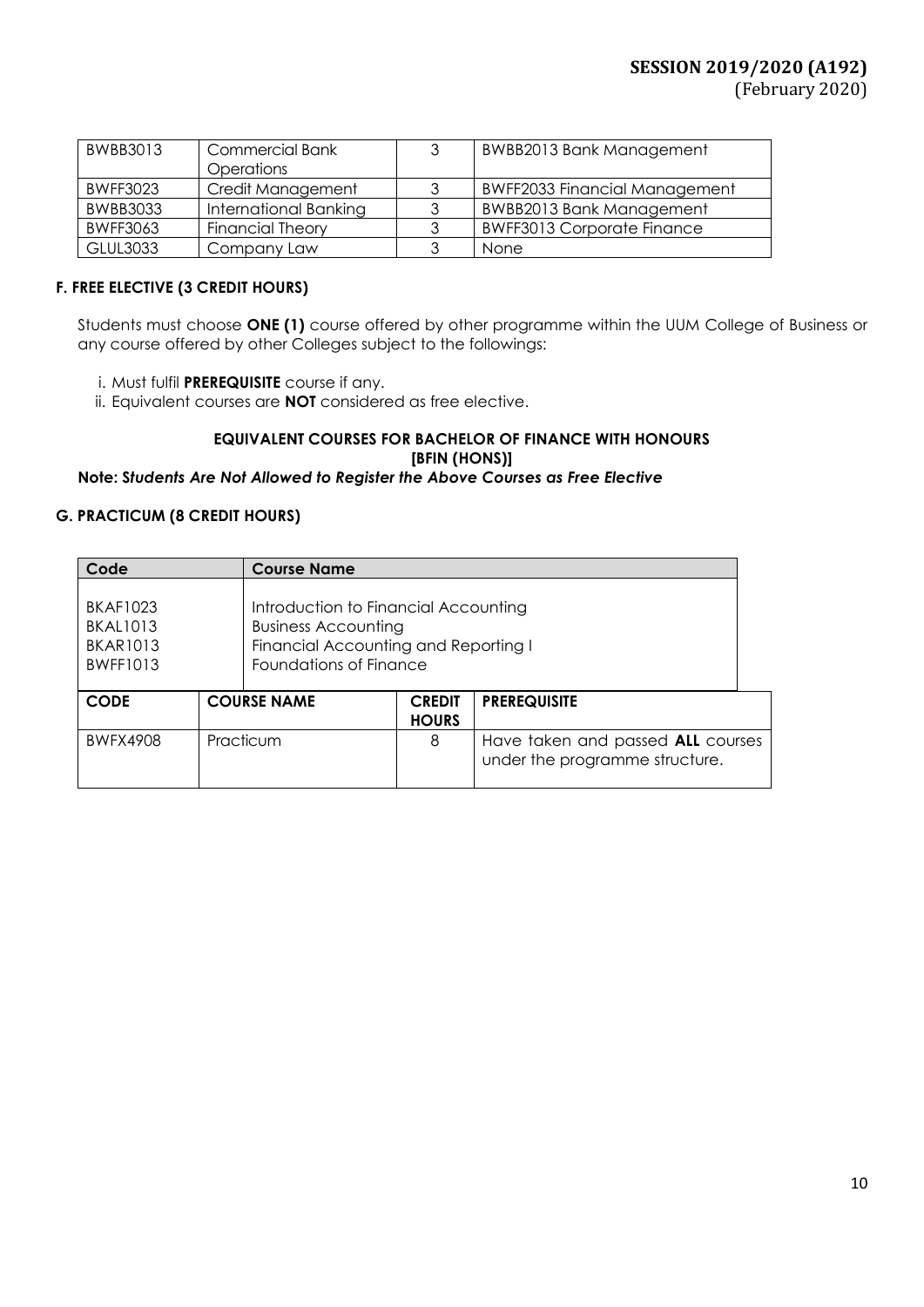| BWBB3013 | Commercial Bank Operations | 3 | BWBB2013 Bank Management |
|---|---|---|---|
| BWFF3023 | Credit Management | 3 | BWFF2033 Financial Management |
| BWBB3033 | International Banking | 3 | BWBB2013 Bank Management |
| BWFF3063 | Financial Theory | 3 | BWFF3013 Corporate Finance |
| GLUL3033 | Company Law | 3 | None |

### F. FREE ELECTIVE (3 CREDIT HOURS)

Students must choose **ONE (1)** course offered by other programme within the UUM College of Business or any course offered by other Colleges subject to the followings:

i. Must fulfil **PREREQUISITE** course if any.
ii. Equivalent courses are **NOT** considered as free elective.

**EQUIVALENT COURSES FOR BACHELOR OF FINANCE WITH HONOURS [BFIN (HONS)]**

| Code | Course Name |
|---|---|
| BKAF1023<br>BKAL1013<br>BKAR1013<br>BWFF1013 | Introduction to Financial Accounting<br>Business Accounting<br>Financial Accounting and Reporting I<br>Foundations of Finance |

**Note:** ***Students Are Not Allowed to Register the Above Courses as Free Elective***

### G. PRACTICUM (8 CREDIT HOURS)

| CODE | COURSE NAME | CREDIT HOURS | PREREQUISITE |
|---|---|---|---|
| BWFX4908 | Practicum | 8 | Have taken and passed **ALL** courses under the programme structure. |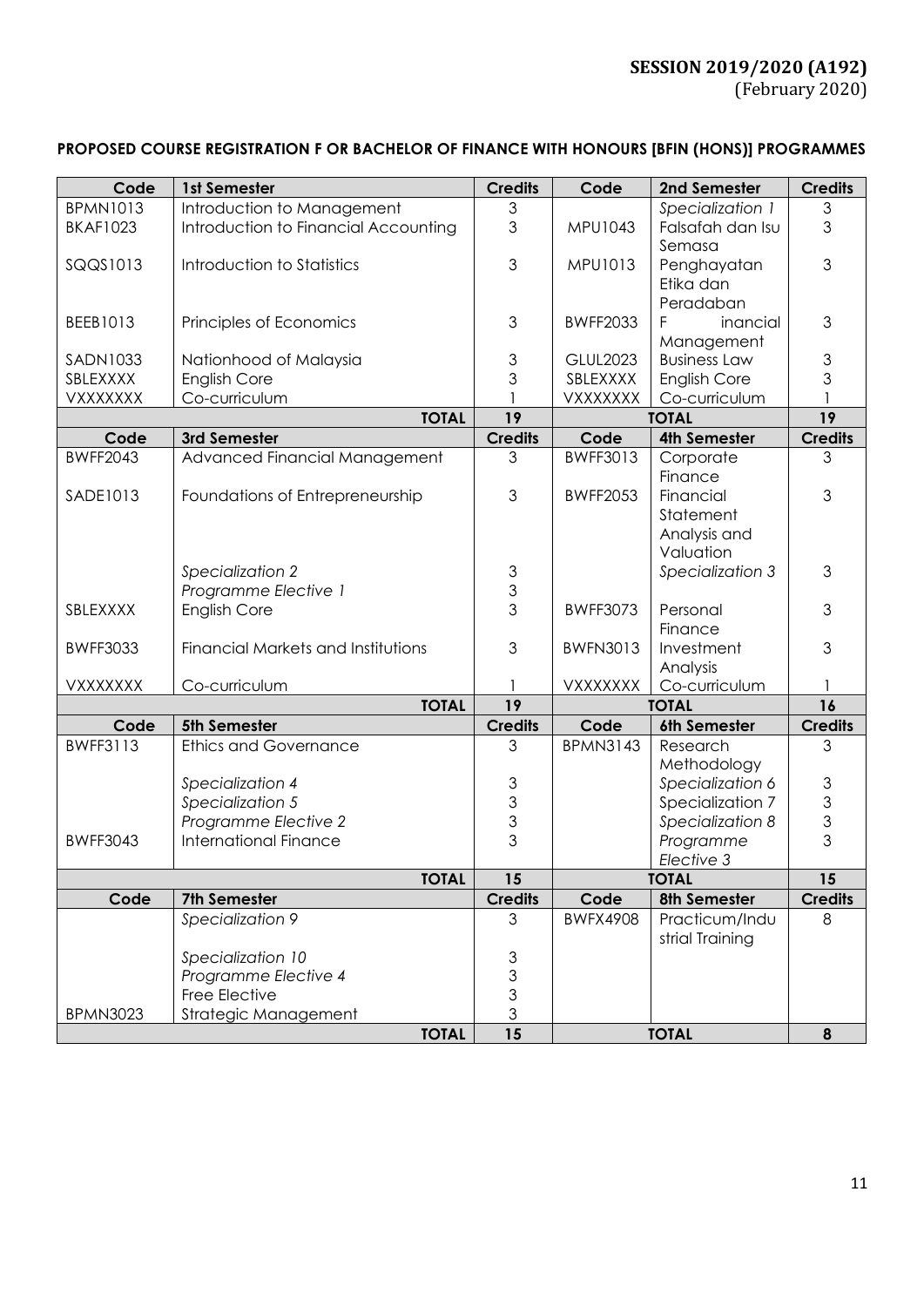**SESSION 2019/2020 (A192)**
(February 2020)

**PROPOSED COURSE REGISTRATION F OR BACHELOR OF FINANCE WITH HONOURS [BFIN (HONS)] PROGRAMMES**

| Code | 1st Semester | Credits | Code | 2nd Semester | Credits |
|---|---|---|---|---|---|
| BPMN1013 | Introduction to Management | 3 | | *Specialization 1* | 3 |
| BKAF1023 | Introduction to Financial Accounting | 3 | MPU1043 | Falsafah dan Isu Semasa | 3 |
| SQQS1013 | Introduction to Statistics | 3 | MPU1013 | Penghayatan Etika dan Peradaban | 3 |
| BEEB1013 | Principles of Economics | 3 | BWFF2033 | F inancial Management | 3 |
| SADN1033 | Nationhood of Malaysia | 3 | GLUL2023 | Business Law | 3 |
| SBLEXXXX | English Core | 3 | SBLEXXXX | English Core | 3 |
| VXXXXXXX | Co-curriculum | 1 | VXXXXXXX | Co-curriculum | 1 |
| | **TOTAL** | **19** | | **TOTAL** | **19** |
| **Code** | **3rd Semester** | **Credits** | **Code** | **4th Semester** | **Credits** |
| BWFF2043 | Advanced Financial Management | 3 | BWFF3013 | Corporate Finance | 3 |
| SADE1013 | Foundations of Entrepreneurship | 3 | BWFF2053 | Financial Statement Analysis and Valuation | 3 |
| | *Specialization 2* | 3 | | *Specialization 3* | 3 |
| | *Programme Elective 1* | 3 | | | |
| SBLEXXXX | English Core | 3 | BWFF3073 | Personal Finance | 3 |
| BWFF3033 | Financial Markets and Institutions | 3 | BWFN3013 | Investment Analysis | 3 |
| VXXXXXXX | Co-curriculum | 1 | VXXXXXXX | Co-curriculum | 1 |
| | **TOTAL** | **19** | | **TOTAL** | **16** |
| **Code** | **5th Semester** | **Credits** | **Code** | **6th Semester** | **Credits** |
| BWFF3113 | Ethics and Governance | 3 | BPMN3143 | Research Methodology | 3 |
| | *Specialization 4* | 3 | | *Specialization 6* | 3 |
| | *Specialization 5* | 3 | | Specialization 7 | 3 |
| | *Programme Elective 2* | 3 | | *Specialization 8* | 3 |
| BWFF3043 | International Finance | 3 | | *Programme Elective 3* | 3 |
| | **TOTAL** | **15** | | **TOTAL** | **15** |
| **Code** | **7th Semester** | **Credits** | **Code** | **8th Semester** | **Credits** |
| | *Specialization 9* | 3 | BWFX4908 | Practicum/Industrial Training | 8 |
| | *Specialization 10* | 3 | | | |
| | *Programme Elective 4* | 3 | | | |
| | Free Elective | 3 | | | |
| BPMN3023 | Strategic Management | 3 | | | |
| | **TOTAL** | **15** | | **TOTAL** | **8** |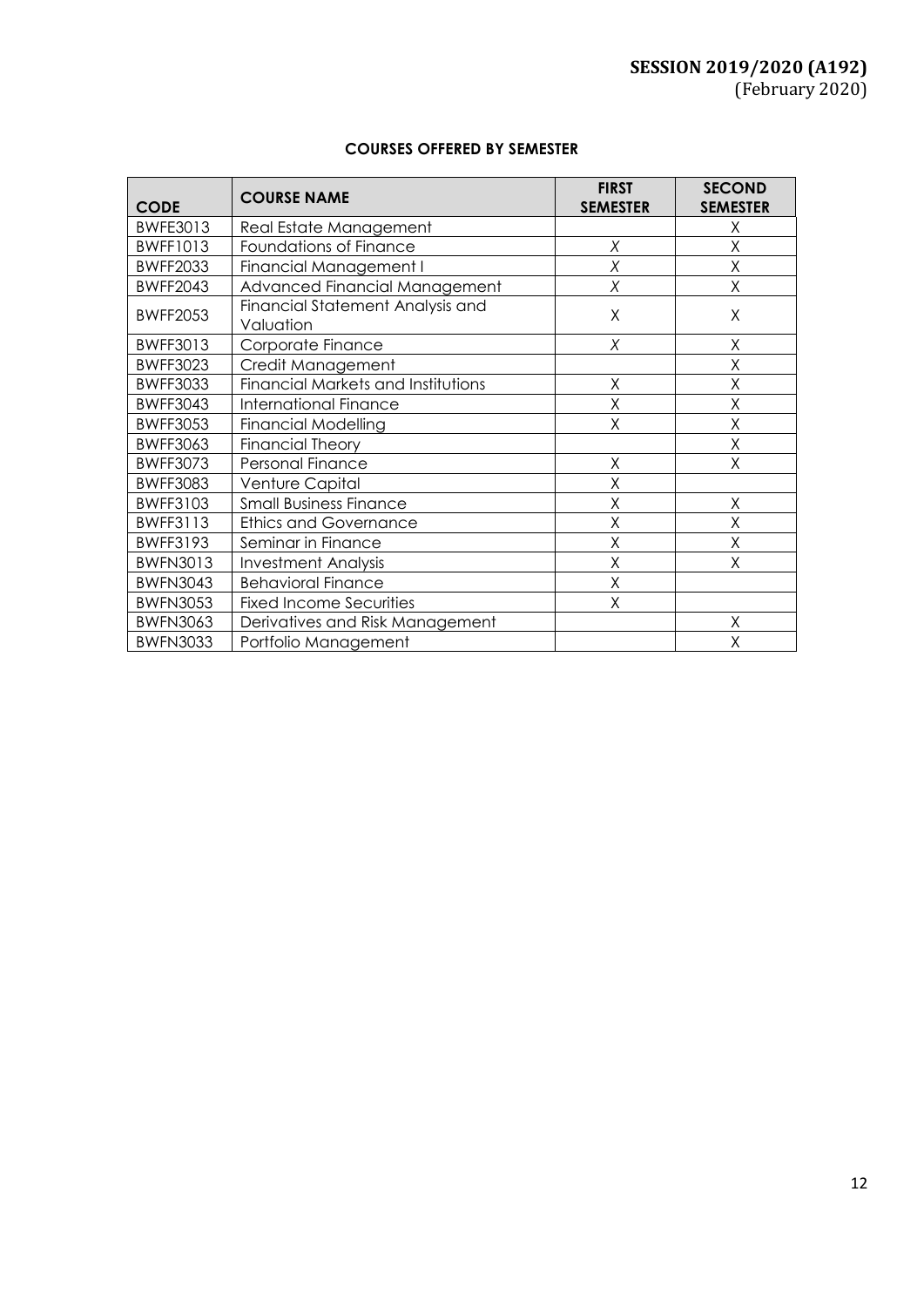**SESSION 2019/2020 (A192)**
(February 2020)

**COURSES OFFERED BY SEMESTER**

| CODE | COURSE NAME | FIRST SEMESTER | SECOND SEMESTER |
|---|---|---|---|
| BWFE3013 | Real Estate Management | | X |
| BWFF1013 | Foundations of Finance | X | X |
| BWFF2033 | Financial Management I | X | X |
| BWFF2043 | Advanced Financial Management | X | X |
| BWFF2053 | Financial Statement Analysis and Valuation | X | X |
| BWFF3013 | Corporate Finance | X | X |
| BWFF3023 | Credit Management | | X |
| BWFF3033 | Financial Markets and Institutions | X | X |
| BWFF3043 | International Finance | X | X |
| BWFF3053 | Financial Modelling | X | X |
| BWFF3063 | Financial Theory | | X |
| BWFF3073 | Personal Finance | X | X |
| BWFF3083 | Venture Capital | X | |
| BWFF3103 | Small Business Finance | X | X |
| BWFF3113 | Ethics and Governance | X | X |
| BWFF3193 | Seminar in Finance | X | X |
| BWFN3013 | Investment Analysis | X | X |
| BWFN3043 | Behavioral Finance | X | |
| BWFN3053 | Fixed Income Securities | X | |
| BWFN3063 | Derivatives and Risk Management | | X |
| BWFN3033 | Portfolio Management | | X |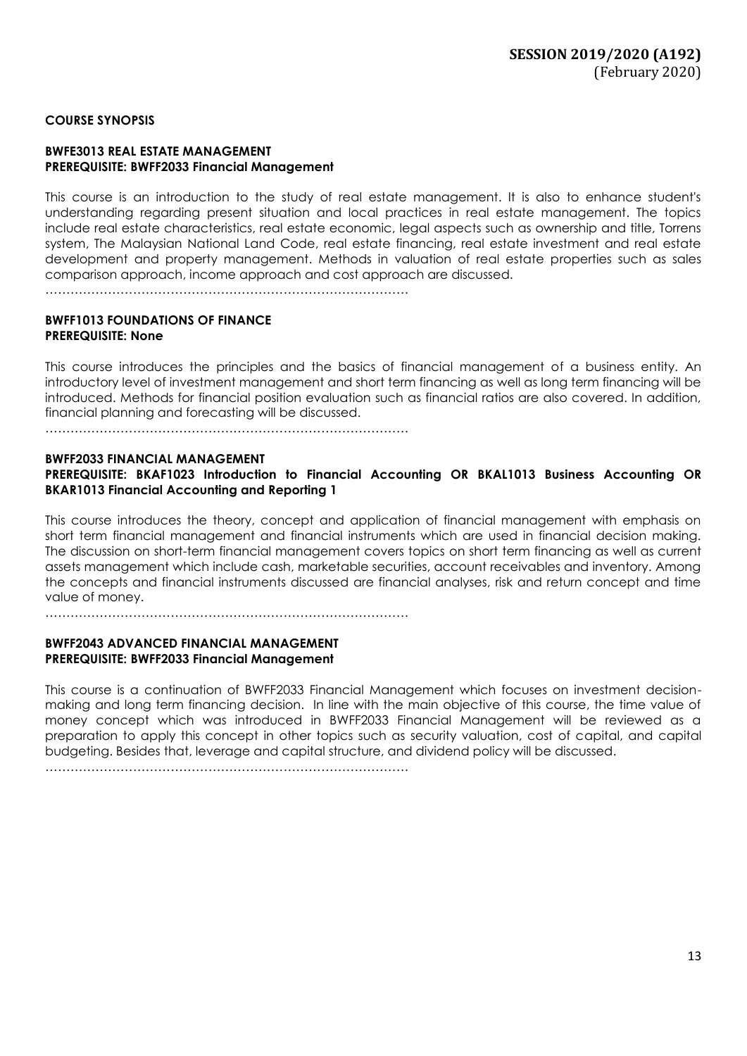**COURSE SYNOPSIS**

**BWFE3013 REAL ESTATE MANAGEMENT**
**PREREQUISITE: BWFF2033 Financial Management**

This course is an introduction to the study of real estate management. It is also to enhance student's understanding regarding present situation and local practices in real estate management. The topics include real estate characteristics, real estate economic, legal aspects such as ownership and title, Torrens system, The Malaysian National Land Code, real estate financing, real estate investment and real estate development and property management. Methods in valuation of real estate properties such as sales comparison approach, income approach and cost approach are discussed.

…………………………………………………………………………….

**BWFF1013 FOUNDATIONS OF FINANCE**
**PREREQUISITE: None**

This course introduces the principles and the basics of financial management of a business entity. An introductory level of investment management and short term financing as well as long term financing will be introduced. Methods for financial position evaluation such as financial ratios are also covered. In addition, financial planning and forecasting will be discussed.

…………………………………………………………………………….

**BWFF2033 FINANCIAL MANAGEMENT**
**PREREQUISITE: BKAF1023 Introduction to Financial Accounting OR BKAL1013 Business Accounting OR BKAR1013 Financial Accounting and Reporting 1**

This course introduces the theory, concept and application of financial management with emphasis on short term financial management and financial instruments which are used in financial decision making. The discussion on short-term financial management covers topics on short term financing as well as current assets management which include cash, marketable securities, account receivables and inventory. Among the concepts and financial instruments discussed are financial analyses, risk and return concept and time value of money.

…………………………………………………………………………….

**BWFF2043 ADVANCED FINANCIAL MANAGEMENT**
**PREREQUISITE: BWFF2033 Financial Management**

This course is a continuation of BWFF2033 Financial Management which focuses on investment decision-making and long term financing decision. In line with the main objective of this course, the time value of money concept which was introduced in BWFF2033 Financial Management will be reviewed as a preparation to apply this concept in other topics such as security valuation, cost of capital, and capital budgeting. Besides that, leverage and capital structure, and dividend policy will be discussed.

…………………………………………………………………………….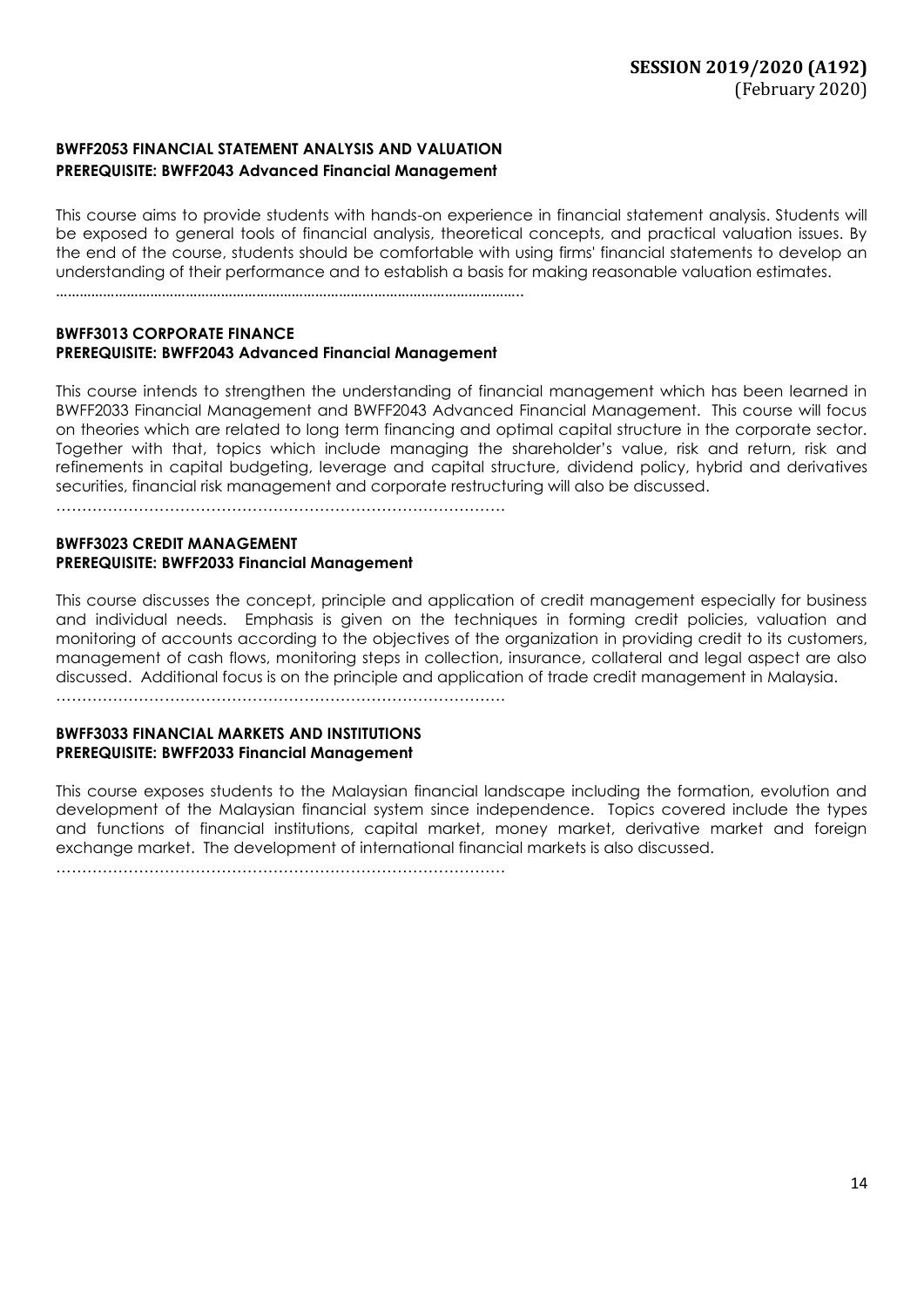**BWFF2053 FINANCIAL STATEMENT ANALYSIS AND VALUATION**
**PREREQUISITE: BWFF2043 Advanced Financial Management**

This course aims to provide students with hands-on experience in financial statement analysis. Students will be exposed to general tools of financial analysis, theoretical concepts, and practical valuation issues. By the end of the course, students should be comfortable with using firms' financial statements to develop an understanding of their performance and to establish a basis for making reasonable valuation estimates.

……………………………………………………………………………………

**BWFF3013 CORPORATE FINANCE**
**PREREQUISITE: BWFF2043 Advanced Financial Management**

This course intends to strengthen the understanding of financial management which has been learned in BWFF2033 Financial Management and BWFF2043 Advanced Financial Management. This course will focus on theories which are related to long term financing and optimal capital structure in the corporate sector. Together with that, topics which include managing the shareholder's value, risk and return, risk and refinements in capital budgeting, leverage and capital structure, dividend policy, hybrid and derivatives securities, financial risk management and corporate restructuring will also be discussed.

……………………………………………………………………………………

**BWFF3023 CREDIT MANAGEMENT**
**PREREQUISITE: BWFF2033 Financial Management**

This course discusses the concept, principle and application of credit management especially for business and individual needs. Emphasis is given on the techniques in forming credit policies, valuation and monitoring of accounts according to the objectives of the organization in providing credit to its customers, management of cash flows, monitoring steps in collection, insurance, collateral and legal aspect are also discussed. Additional focus is on the principle and application of trade credit management in Malaysia.

……………………………………………………………………………………

**BWFF3033 FINANCIAL MARKETS AND INSTITUTIONS**
**PREREQUISITE: BWFF2033 Financial Management**

This course exposes students to the Malaysian financial landscape including the formation, evolution and development of the Malaysian financial system since independence. Topics covered include the types and functions of financial institutions, capital market, money market, derivative market and foreign exchange market. The development of international financial markets is also discussed.

……………………………………………………………………………………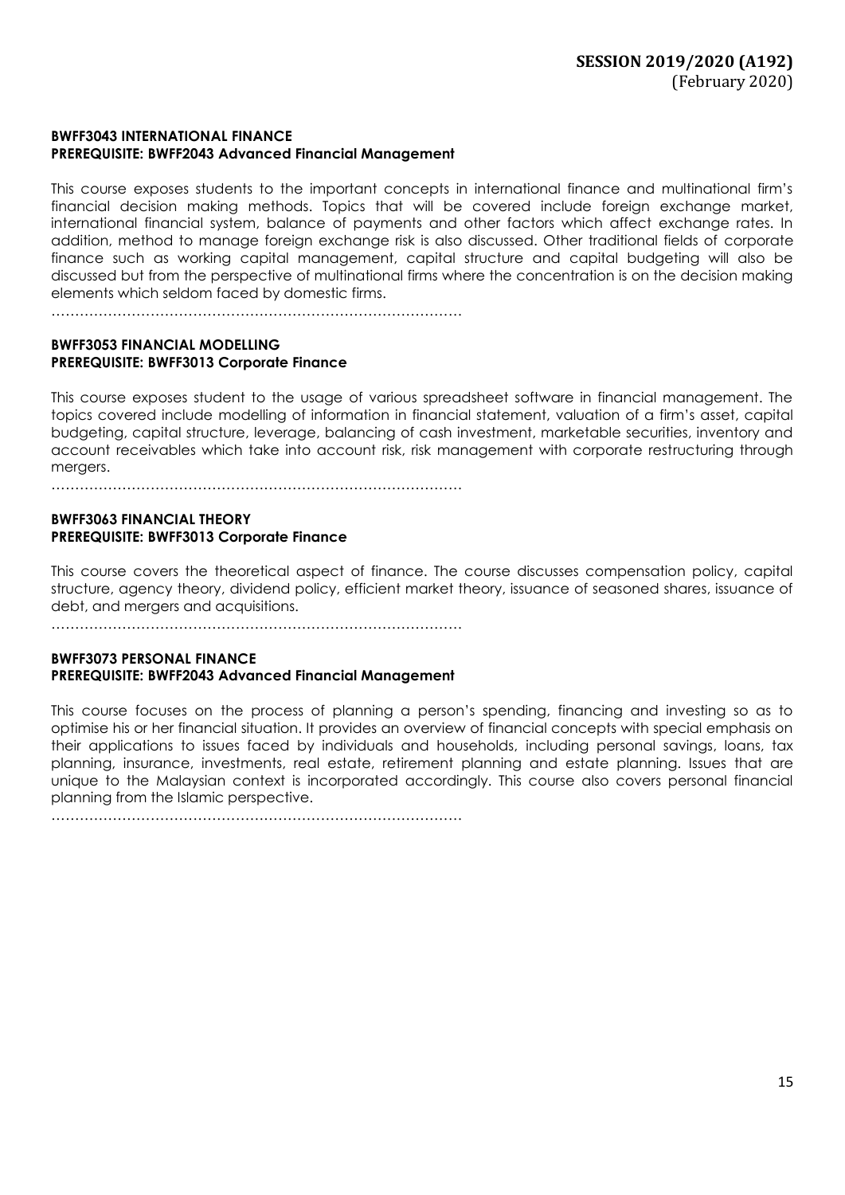**BWFF3043 INTERNATIONAL FINANCE**
**PREREQUISITE: BWFF2043 Advanced Financial Management**

This course exposes students to the important concepts in international finance and multinational firm's financial decision making methods. Topics that will be covered include foreign exchange market, international financial system, balance of payments and other factors which affect exchange rates. In addition, method to manage foreign exchange risk is also discussed. Other traditional fields of corporate finance such as working capital management, capital structure and capital budgeting will also be discussed but from the perspective of multinational firms where the concentration is on the decision making elements which seldom faced by domestic firms.

……………………………………………………………………………

**BWFF3053 FINANCIAL MODELLING**
**PREREQUISITE: BWFF3013 Corporate Finance**

This course exposes student to the usage of various spreadsheet software in financial management. The topics covered include modelling of information in financial statement, valuation of a firm's asset, capital budgeting, capital structure, leverage, balancing of cash investment, marketable securities, inventory and account receivables which take into account risk, risk management with corporate restructuring through mergers.

……………………………………………………………………………

**BWFF3063 FINANCIAL THEORY**
**PREREQUISITE: BWFF3013 Corporate Finance**

This course covers the theoretical aspect of finance. The course discusses compensation policy, capital structure, agency theory, dividend policy, efficient market theory, issuance of seasoned shares, issuance of debt, and mergers and acquisitions.

……………………………………………………………………………

**BWFF3073 PERSONAL FINANCE**
**PREREQUISITE: BWFF2043 Advanced Financial Management**

This course focuses on the process of planning a person's spending, financing and investing so as to optimise his or her financial situation. It provides an overview of financial concepts with special emphasis on their applications to issues faced by individuals and households, including personal savings, loans, tax planning, insurance, investments, real estate, retirement planning and estate planning. Issues that are unique to the Malaysian context is incorporated accordingly. This course also covers personal financial planning from the Islamic perspective.

……………………………………………………………………………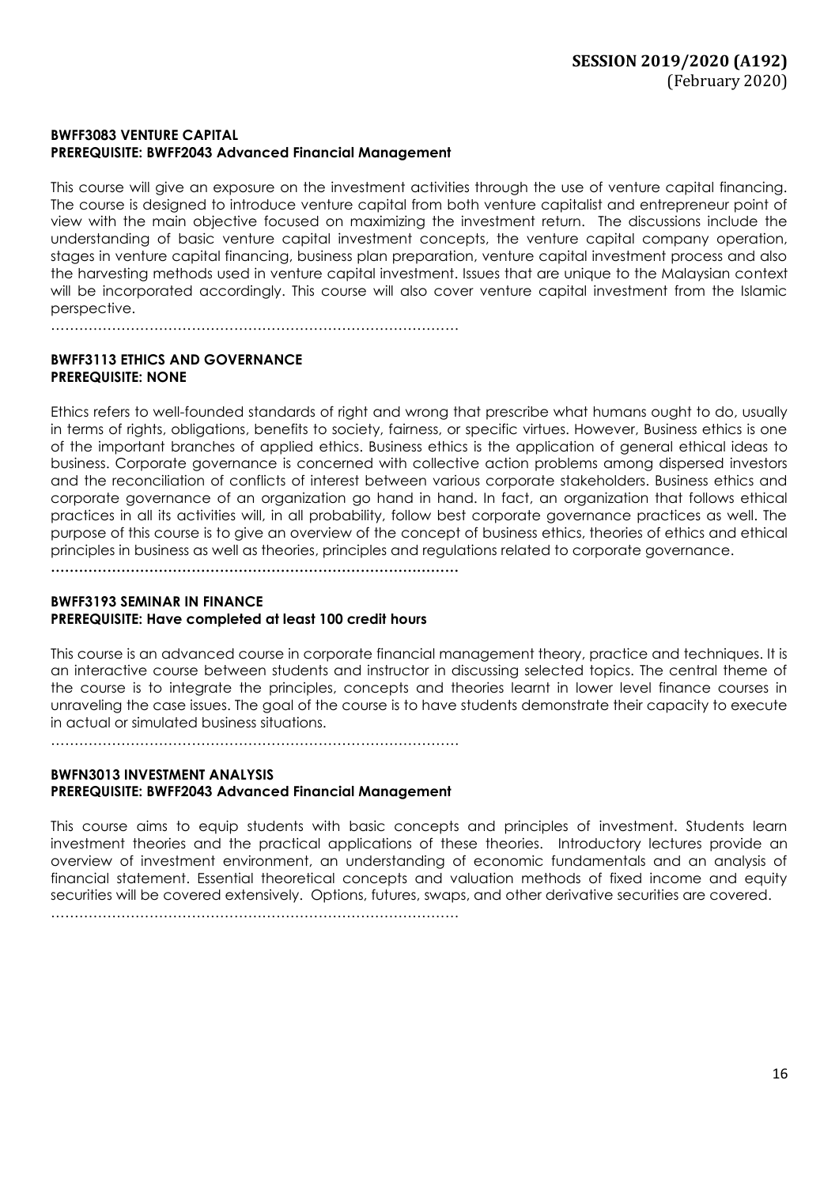**BWFF3083 VENTURE CAPITAL**
**PREREQUISITE: BWFF2043 Advanced Financial Management**

This course will give an exposure on the investment activities through the use of venture capital financing. The course is designed to introduce venture capital from both venture capitalist and entrepreneur point of view with the main objective focused on maximizing the investment return. The discussions include the understanding of basic venture capital investment concepts, the venture capital company operation, stages in venture capital financing, business plan preparation, venture capital investment process and also the harvesting methods used in venture capital investment. Issues that are unique to the Malaysian context will be incorporated accordingly. This course will also cover venture capital investment from the Islamic perspective.

……………………………………………………………………………

**BWFF3113 ETHICS AND GOVERNANCE**
**PREREQUISITE: NONE**

Ethics refers to well-founded standards of right and wrong that prescribe what humans ought to do, usually in terms of rights, obligations, benefits to society, fairness, or specific virtues. However, Business ethics is one of the important branches of applied ethics. Business ethics is the application of general ethical ideas to business. Corporate governance is concerned with collective action problems among dispersed investors and the reconciliation of conflicts of interest between various corporate stakeholders. Business ethics and corporate governance of an organization go hand in hand. In fact, an organization that follows ethical practices in all its activities will, in all probability, follow best corporate governance practices as well. The purpose of this course is to give an overview of the concept of business ethics, theories of ethics and ethical principles in business as well as theories, principles and regulations related to corporate governance.

……………………………………………………………………………

**BWFF3193 SEMINAR IN FINANCE**
**PREREQUISITE: Have completed at least 100 credit hours**

This course is an advanced course in corporate financial management theory, practice and techniques. It is an interactive course between students and instructor in discussing selected topics. The central theme of the course is to integrate the principles, concepts and theories learnt in lower level finance courses in unraveling the case issues. The goal of the course is to have students demonstrate their capacity to execute in actual or simulated business situations.

……………………………………………………………………………

**BWFN3013 INVESTMENT ANALYSIS**
**PREREQUISITE: BWFF2043 Advanced Financial Management**

This course aims to equip students with basic concepts and principles of investment. Students learn investment theories and the practical applications of these theories. Introductory lectures provide an overview of investment environment, an understanding of economic fundamentals and an analysis of financial statement. Essential theoretical concepts and valuation methods of fixed income and equity securities will be covered extensively. Options, futures, swaps, and other derivative securities are covered.

……………………………………………………………………………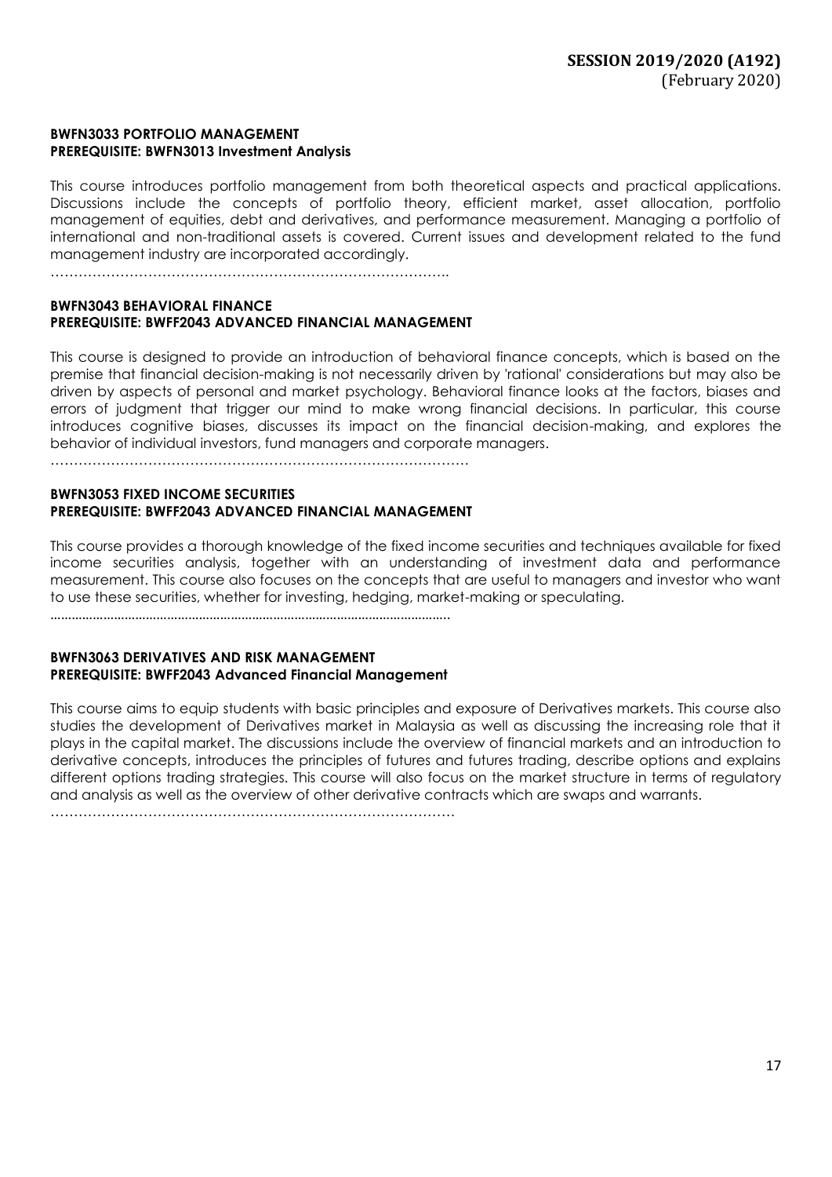**SESSION 2019/2020 (A192)**
(February 2020)

**BWFN3033 PORTFOLIO MANAGEMENT**
**PREREQUISITE: BWFN3013 Investment Analysis**

This course introduces portfolio management from both theoretical aspects and practical applications. Discussions include the concepts of portfolio theory, efficient market, asset allocation, portfolio management of equities, debt and derivatives, and performance measurement. Managing a portfolio of international and non-traditional assets is covered. Current issues and development related to the fund management industry are incorporated accordingly.

…………………………………………………………………………….

**BWFN3043 BEHAVIORAL FINANCE**
**PREREQUISITE: BWFF2043 ADVANCED FINANCIAL MANAGEMENT**

This course is designed to provide an introduction of behavioral finance concepts, which is based on the premise that financial decision-making is not necessarily driven by 'rational' considerations but may also be driven by aspects of personal and market psychology. Behavioral finance looks at the factors, biases and errors of judgment that trigger our mind to make wrong financial decisions. In particular, this course introduces cognitive biases, discusses its impact on the financial decision-making, and explores the behavior of individual investors, fund managers and corporate managers.

………………………………………………………………………………

**BWFN3053 FIXED INCOME SECURITIES**
**PREREQUISITE: BWFF2043 ADVANCED FINANCIAL MANAGEMENT**

This course provides a thorough knowledge of the fixed income securities and techniques available for fixed income securities analysis, together with an understanding of investment data and performance measurement. This course also focuses on the concepts that are useful to managers and investor who want to use these securities, whether for investing, hedging, market-making or speculating.

………………………………………………………………………………

**BWFN3063 DERIVATIVES AND RISK MANAGEMENT**
**PREREQUISITE: BWFF2043 Advanced Financial Management**

This course aims to equip students with basic principles and exposure of Derivatives markets. This course also studies the development of Derivatives market in Malaysia as well as discussing the increasing role that it plays in the capital market. The discussions include the overview of financial markets and an introduction to derivative concepts, introduces the principles of futures and futures trading, describe options and explains different options trading strategies. This course will also focus on the market structure in terms of regulatory and analysis as well as the overview of other derivative contracts which are swaps and warrants.

……………………………………………………………………………